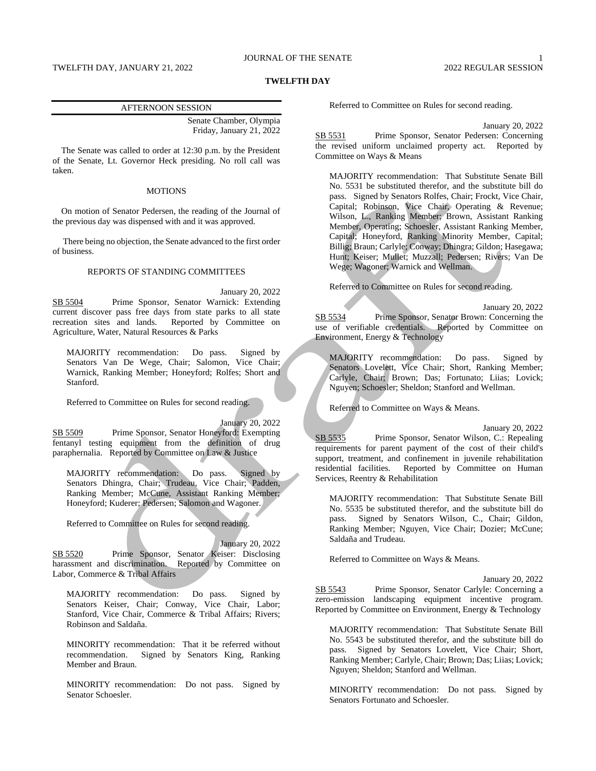# TWELFTH DAY

## AFTERNOON SESSION

Senate Chamber, Olympia
Friday, January 21, 2022

The Senate was called to order at 12:30 p.m. by the President of the Senate, Lt. Governor Heck presiding. No roll call was taken.

### MOTIONS

On motion of Senator Pedersen, the reading of the Journal of the previous day was dispensed with and it was approved.

There being no objection, the Senate advanced to the first order of business.

### REPORTS OF STANDING COMMITTEES

January 20, 2022

SB 5504 Prime Sponsor, Senator Warnick: Extending current discover pass free days from state parks to all state recreation sites and lands. Reported by Committee on Agriculture, Water, Natural Resources & Parks

MAJORITY recommendation: Do pass. Signed by Senators Van De Wege, Chair; Salomon, Vice Chair; Warnick, Ranking Member; Honeyford; Rolfes; Short and Stanford.

Referred to Committee on Rules for second reading.

January 20, 2022

SB 5509 Prime Sponsor, Senator Honeyford: Exempting fentanyl testing equipment from the definition of drug paraphernalia. Reported by Committee on Law & Justice

MAJORITY recommendation: Do pass. Signed by Senators Dhingra, Chair; Trudeau, Vice Chair; Padden, Ranking Member; McCune, Assistant Ranking Member; Honeyford; Kuderer; Pedersen; Salomon and Wagoner.

Referred to Committee on Rules for second reading.

January 20, 2022

SB 5520 Prime Sponsor, Senator Keiser: Disclosing harassment and discrimination. Reported by Committee on Labor, Commerce & Tribal Affairs

MAJORITY recommendation: Do pass. Signed by Senators Keiser, Chair; Conway, Vice Chair, Labor; Stanford, Vice Chair, Commerce & Tribal Affairs; Rivers; Robinson and Saldaña.

MINORITY recommendation: That it be referred without recommendation. Signed by Senators King, Ranking Member and Braun.

MINORITY recommendation: Do not pass. Signed by Senator Schoesler.

Referred to Committee on Rules for second reading.

January 20, 2022

SB 5531 Prime Sponsor, Senator Pedersen: Concerning the revised uniform unclaimed property act. Reported by Committee on Ways & Means

MAJORITY recommendation: That Substitute Senate Bill No. 5531 be substituted therefor, and the substitute bill do pass. Signed by Senators Rolfes, Chair; Frockt, Vice Chair, Capital; Robinson, Vice Chair, Operating & Revenue; Wilson, L., Ranking Member; Brown, Assistant Ranking Member, Operating; Schoesler, Assistant Ranking Member, Capital; Honeyford, Ranking Minority Member, Capital; Billig; Braun; Carlyle; Conway; Dhingra; Gildon; Hasegawa; Hunt; Keiser; Mullet; Muzzall; Pedersen; Rivers; Van De Wege; Wagoner; Warnick and Wellman.

Referred to Committee on Rules for second reading.

January 20, 2022

SB 5534 Prime Sponsor, Senator Brown: Concerning the use of verifiable credentials. Reported by Committee on Environment, Energy & Technology

MAJORITY recommendation: Do pass. Signed by Senators Lovelett, Vice Chair; Short, Ranking Member; Carlyle, Chair; Brown; Das; Fortunato; Liias; Lovick; Nguyen; Schoesler; Sheldon; Stanford and Wellman.

Referred to Committee on Ways & Means.

January 20, 2022

SB 5535 Prime Sponsor, Senator Wilson, C.: Repealing requirements for parent payment of the cost of their child's support, treatment, and confinement in juvenile rehabilitation residential facilities. Reported by Committee on Human Services, Reentry & Rehabilitation

MAJORITY recommendation: That Substitute Senate Bill No. 5535 be substituted therefor, and the substitute bill do pass. Signed by Senators Wilson, C., Chair; Gildon, Ranking Member; Nguyen, Vice Chair; Dozier; McCune; Saldaña and Trudeau.

Referred to Committee on Ways & Means.

January 20, 2022

SB 5543 Prime Sponsor, Senator Carlyle: Concerning a zero-emission landscaping equipment incentive program. Reported by Committee on Environment, Energy & Technology

MAJORITY recommendation: That Substitute Senate Bill No. 5543 be substituted therefor, and the substitute bill do pass. Signed by Senators Lovelett, Vice Chair; Short, Ranking Member; Carlyle, Chair; Brown; Das; Liias; Lovick; Nguyen; Sheldon; Stanford and Wellman.

MINORITY recommendation: Do not pass. Signed by Senators Fortunato and Schoesler.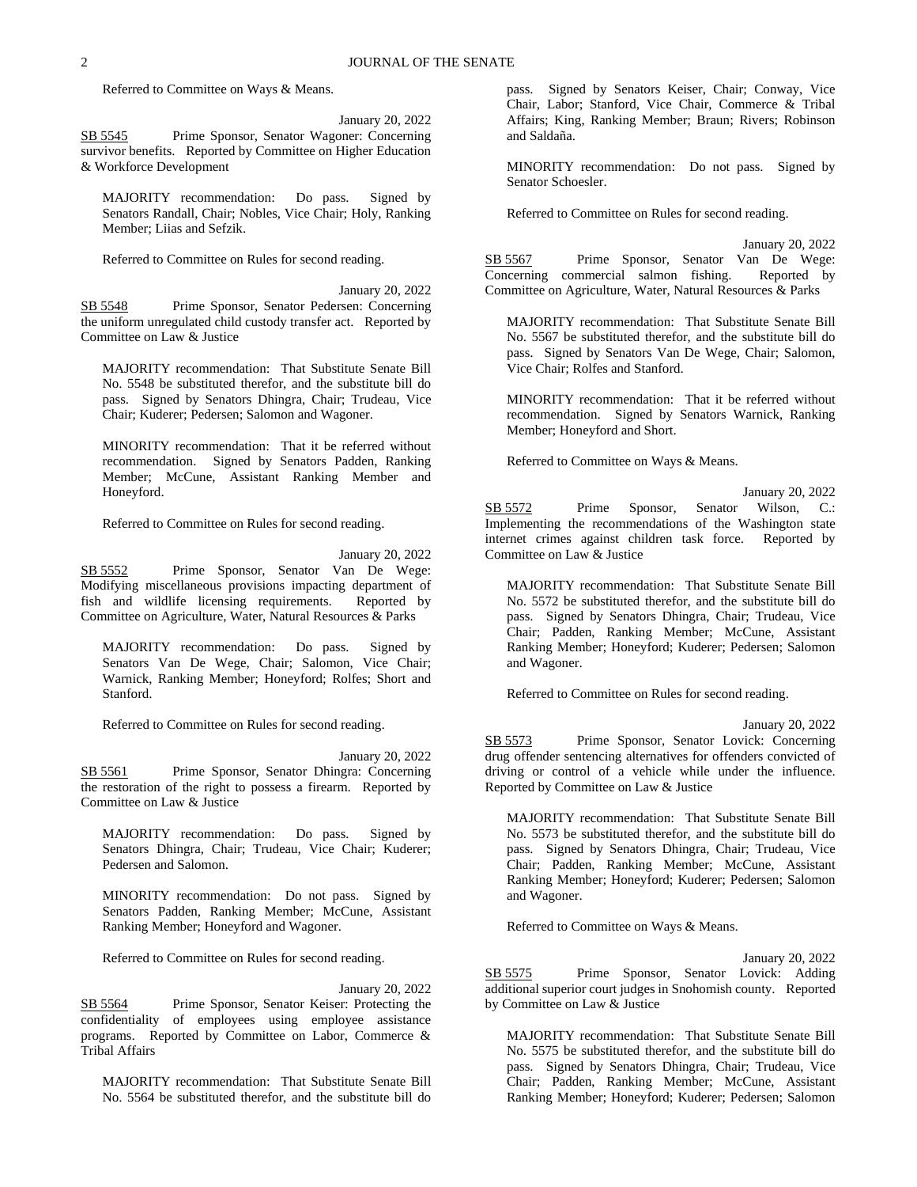Referred to Committee on Ways & Means.

January 20, 2022

SB 5545 Prime Sponsor, Senator Wagoner: Concerning survivor benefits. Reported by Committee on Higher Education & Workforce Development

MAJORITY recommendation: Do pass. Signed by Senators Randall, Chair; Nobles, Vice Chair; Holy, Ranking Member; Liias and Sefzik.

Referred to Committee on Rules for second reading.

January 20, 2022

SB 5548 Prime Sponsor, Senator Pedersen: Concerning the uniform unregulated child custody transfer act. Reported by Committee on Law & Justice

MAJORITY recommendation: That Substitute Senate Bill No. 5548 be substituted therefor, and the substitute bill do pass. Signed by Senators Dhingra, Chair; Trudeau, Vice Chair; Kuderer; Pedersen; Salomon and Wagoner.

MINORITY recommendation: That it be referred without recommendation. Signed by Senators Padden, Ranking Member; McCune, Assistant Ranking Member and Honeyford.

Referred to Committee on Rules for second reading.

January 20, 2022

SB 5552 Prime Sponsor, Senator Van De Wege: Modifying miscellaneous provisions impacting department of fish and wildlife licensing requirements. Reported by Committee on Agriculture, Water, Natural Resources & Parks

MAJORITY recommendation: Do pass. Signed by Senators Van De Wege, Chair; Salomon, Vice Chair; Warnick, Ranking Member; Honeyford; Rolfes; Short and Stanford.

Referred to Committee on Rules for second reading.

January 20, 2022

SB 5561 Prime Sponsor, Senator Dhingra: Concerning the restoration of the right to possess a firearm. Reported by Committee on Law & Justice

MAJORITY recommendation: Do pass. Signed by Senators Dhingra, Chair; Trudeau, Vice Chair; Kuderer; Pedersen and Salomon.

MINORITY recommendation: Do not pass. Signed by Senators Padden, Ranking Member; McCune, Assistant Ranking Member; Honeyford and Wagoner.

Referred to Committee on Rules for second reading.

January 20, 2022

SB 5564 Prime Sponsor, Senator Keiser: Protecting the confidentiality of employees using employee assistance programs. Reported by Committee on Labor, Commerce & Tribal Affairs

MAJORITY recommendation: That Substitute Senate Bill No. 5564 be substituted therefor, and the substitute bill do pass. Signed by Senators Keiser, Chair; Conway, Vice Chair, Labor; Stanford, Vice Chair, Commerce & Tribal Affairs; King, Ranking Member; Braun; Rivers; Robinson and Saldaña.

MINORITY recommendation: Do not pass. Signed by Senator Schoesler.

Referred to Committee on Rules for second reading.

January 20, 2022

SB 5567 Prime Sponsor, Senator Van De Wege: Concerning commercial salmon fishing. Reported by Committee on Agriculture, Water, Natural Resources & Parks

MAJORITY recommendation: That Substitute Senate Bill No. 5567 be substituted therefor, and the substitute bill do pass. Signed by Senators Van De Wege, Chair; Salomon, Vice Chair; Rolfes and Stanford.

MINORITY recommendation: That it be referred without recommendation. Signed by Senators Warnick, Ranking Member; Honeyford and Short.

Referred to Committee on Ways & Means.

January 20, 2022

SB 5572 Prime Sponsor, Senator Wilson, C.: Implementing the recommendations of the Washington state internet crimes against children task force. Reported by Committee on Law & Justice

MAJORITY recommendation: That Substitute Senate Bill No. 5572 be substituted therefor, and the substitute bill do pass. Signed by Senators Dhingra, Chair; Trudeau, Vice Chair; Padden, Ranking Member; McCune, Assistant Ranking Member; Honeyford; Kuderer; Pedersen; Salomon and Wagoner.

Referred to Committee on Rules for second reading.

January 20, 2022

SB 5573 Prime Sponsor, Senator Lovick: Concerning drug offender sentencing alternatives for offenders convicted of driving or control of a vehicle while under the influence. Reported by Committee on Law & Justice

MAJORITY recommendation: That Substitute Senate Bill No. 5573 be substituted therefor, and the substitute bill do pass. Signed by Senators Dhingra, Chair; Trudeau, Vice Chair; Padden, Ranking Member; McCune, Assistant Ranking Member; Honeyford; Kuderer; Pedersen; Salomon and Wagoner.

Referred to Committee on Ways & Means.

January 20, 2022

SB 5575 Prime Sponsor, Senator Lovick: Adding additional superior court judges in Snohomish county. Reported by Committee on Law & Justice

MAJORITY recommendation: That Substitute Senate Bill No. 5575 be substituted therefor, and the substitute bill do pass. Signed by Senators Dhingra, Chair; Trudeau, Vice Chair; Padden, Ranking Member; McCune, Assistant Ranking Member; Honeyford; Kuderer; Pedersen; Salomon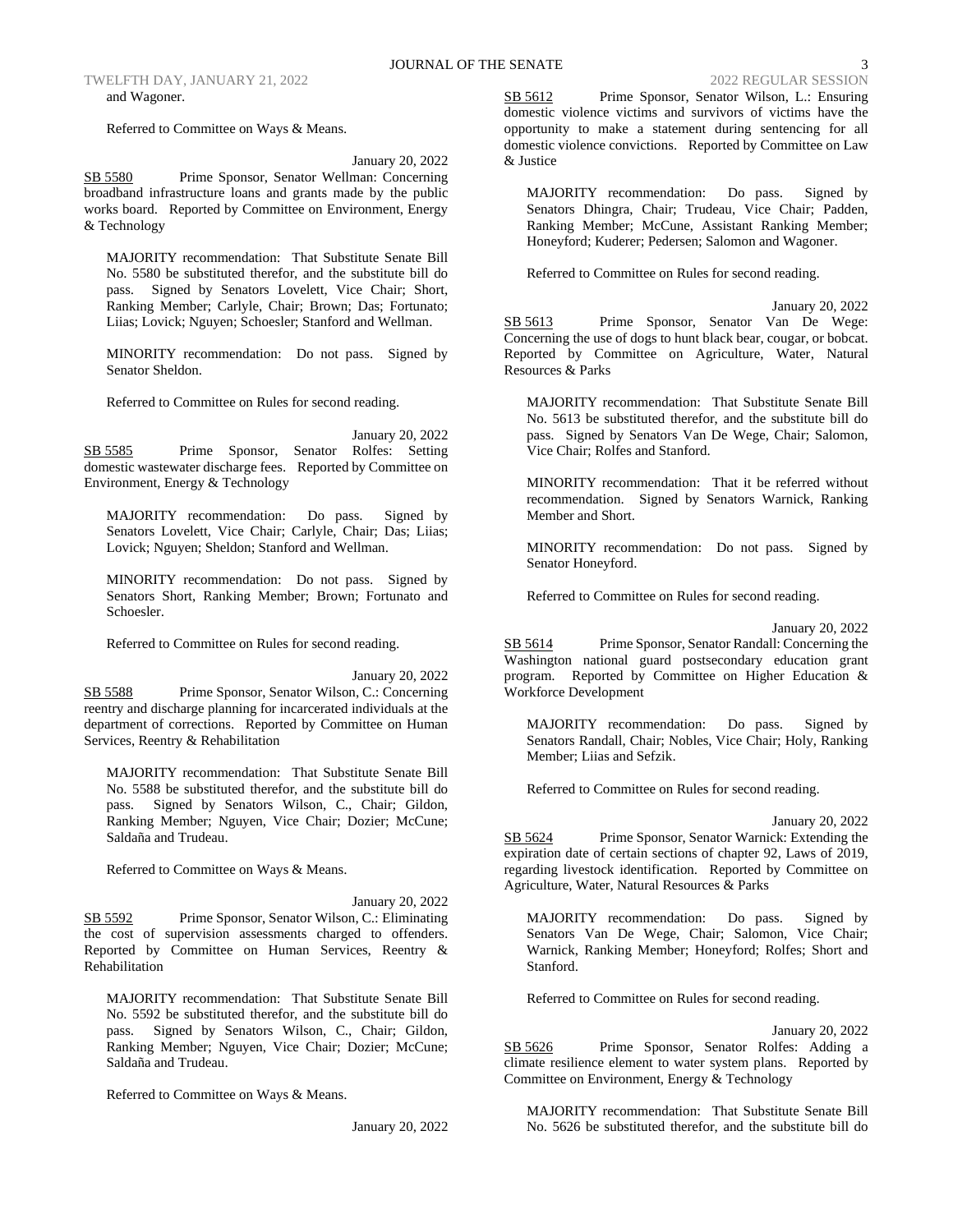and Wagoner.

Referred to Committee on Ways & Means.

January 20, 2022

SB 5580 Prime Sponsor, Senator Wellman: Concerning broadband infrastructure loans and grants made by the public works board. Reported by Committee on Environment, Energy & Technology

MAJORITY recommendation: That Substitute Senate Bill No. 5580 be substituted therefor, and the substitute bill do pass. Signed by Senators Lovelett, Vice Chair; Short, Ranking Member; Carlyle, Chair; Brown; Das; Fortunato; Liias; Lovick; Nguyen; Schoesler; Stanford and Wellman.

MINORITY recommendation: Do not pass. Signed by Senator Sheldon.

Referred to Committee on Rules for second reading.

January 20, 2022

SB 5585 Prime Sponsor, Senator Rolfes: Setting domestic wastewater discharge fees. Reported by Committee on Environment, Energy & Technology

MAJORITY recommendation: Do pass. Signed by Senators Lovelett, Vice Chair; Carlyle, Chair; Das; Liias; Lovick; Nguyen; Sheldon; Stanford and Wellman.

MINORITY recommendation: Do not pass. Signed by Senators Short, Ranking Member; Brown; Fortunato and Schoesler.

Referred to Committee on Rules for second reading.

January 20, 2022

SB 5588 Prime Sponsor, Senator Wilson, C.: Concerning reentry and discharge planning for incarcerated individuals at the department of corrections. Reported by Committee on Human Services, Reentry & Rehabilitation

MAJORITY recommendation: That Substitute Senate Bill No. 5588 be substituted therefor, and the substitute bill do pass. Signed by Senators Wilson, C., Chair; Gildon, Ranking Member; Nguyen, Vice Chair; Dozier; McCune; Saldaña and Trudeau.

Referred to Committee on Ways & Means.

January 20, 2022

SB 5592 Prime Sponsor, Senator Wilson, C.: Eliminating the cost of supervision assessments charged to offenders. Reported by Committee on Human Services, Reentry & Rehabilitation

MAJORITY recommendation: That Substitute Senate Bill No. 5592 be substituted therefor, and the substitute bill do pass. Signed by Senators Wilson, C., Chair; Gildon, Ranking Member; Nguyen, Vice Chair; Dozier; McCune; Saldaña and Trudeau.

Referred to Committee on Ways & Means.

January 20, 2022

SB 5612 Prime Sponsor, Senator Wilson, L.: Ensuring domestic violence victims and survivors of victims have the opportunity to make a statement during sentencing for all domestic violence convictions. Reported by Committee on Law & Justice

MAJORITY recommendation: Do pass. Signed by Senators Dhingra, Chair; Trudeau, Vice Chair; Padden, Ranking Member; McCune, Assistant Ranking Member; Honeyford; Kuderer; Pedersen; Salomon and Wagoner.

Referred to Committee on Rules for second reading.

January 20, 2022

SB 5613 Prime Sponsor, Senator Van De Wege: Concerning the use of dogs to hunt black bear, cougar, or bobcat. Reported by Committee on Agriculture, Water, Natural Resources & Parks

MAJORITY recommendation: That Substitute Senate Bill No. 5613 be substituted therefor, and the substitute bill do pass. Signed by Senators Van De Wege, Chair; Salomon, Vice Chair; Rolfes and Stanford.

MINORITY recommendation: That it be referred without recommendation. Signed by Senators Warnick, Ranking Member and Short.

MINORITY recommendation: Do not pass. Signed by Senator Honeyford.

Referred to Committee on Rules for second reading.

January 20, 2022

SB 5614 Prime Sponsor, Senator Randall: Concerning the Washington national guard postsecondary education grant program. Reported by Committee on Higher Education & Workforce Development

MAJORITY recommendation: Do pass. Signed by Senators Randall, Chair; Nobles, Vice Chair; Holy, Ranking Member; Liias and Sefzik.

Referred to Committee on Rules for second reading.

January 20, 2022

SB 5624 Prime Sponsor, Senator Warnick: Extending the expiration date of certain sections of chapter 92, Laws of 2019, regarding livestock identification. Reported by Committee on Agriculture, Water, Natural Resources & Parks

MAJORITY recommendation: Do pass. Signed by Senators Van De Wege, Chair; Salomon, Vice Chair; Warnick, Ranking Member; Honeyford; Rolfes; Short and Stanford.

Referred to Committee on Rules for second reading.

January 20, 2022

SB 5626 Prime Sponsor, Senator Rolfes: Adding a climate resilience element to water system plans. Reported by Committee on Environment, Energy & Technology

MAJORITY recommendation: That Substitute Senate Bill No. 5626 be substituted therefor, and the substitute bill do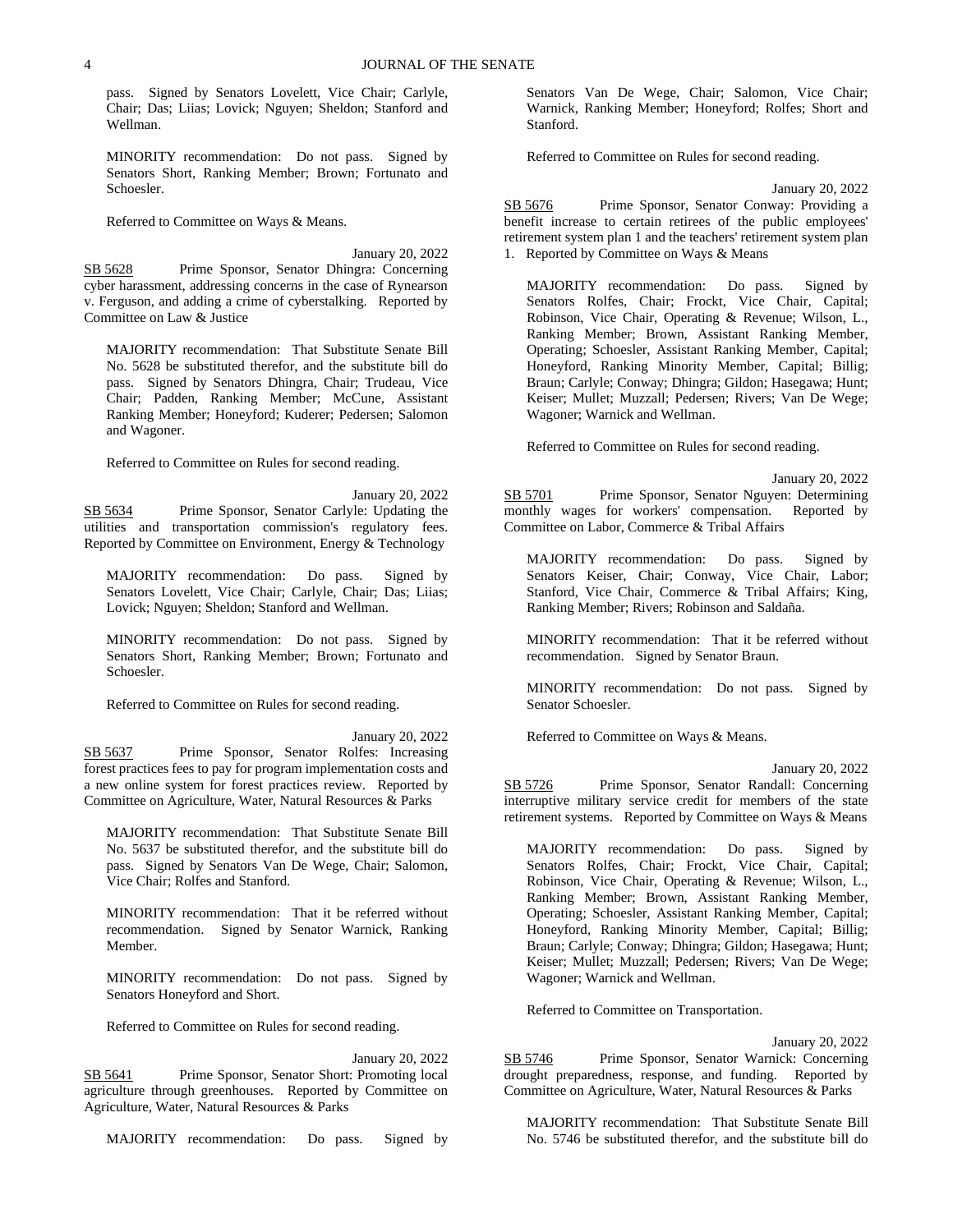pass. Signed by Senators Lovelett, Vice Chair; Carlyle, Chair; Das; Liias; Lovick; Nguyen; Sheldon; Stanford and Wellman.

MINORITY recommendation: Do not pass. Signed by Senators Short, Ranking Member; Brown; Fortunato and Schoesler.

Referred to Committee on Ways & Means.

January 20, 2022

SB 5628 Prime Sponsor, Senator Dhingra: Concerning cyber harassment, addressing concerns in the case of Rynearson v. Ferguson, and adding a crime of cyberstalking. Reported by Committee on Law & Justice

MAJORITY recommendation: That Substitute Senate Bill No. 5628 be substituted therefor, and the substitute bill do pass. Signed by Senators Dhingra, Chair; Trudeau, Vice Chair; Padden, Ranking Member; McCune, Assistant Ranking Member; Honeyford; Kuderer; Pedersen; Salomon and Wagoner.

Referred to Committee on Rules for second reading.

January 20, 2022

SB 5634 Prime Sponsor, Senator Carlyle: Updating the utilities and transportation commission's regulatory fees. Reported by Committee on Environment, Energy & Technology

MAJORITY recommendation: Do pass. Signed by Senators Lovelett, Vice Chair; Carlyle, Chair; Das; Liias; Lovick; Nguyen; Sheldon; Stanford and Wellman.

MINORITY recommendation: Do not pass. Signed by Senators Short, Ranking Member; Brown; Fortunato and Schoesler.

Referred to Committee on Rules for second reading.

January 20, 2022

SB 5637 Prime Sponsor, Senator Rolfes: Increasing forest practices fees to pay for program implementation costs and a new online system for forest practices review. Reported by Committee on Agriculture, Water, Natural Resources & Parks

MAJORITY recommendation: That Substitute Senate Bill No. 5637 be substituted therefor, and the substitute bill do pass. Signed by Senators Van De Wege, Chair; Salomon, Vice Chair; Rolfes and Stanford.

MINORITY recommendation: That it be referred without recommendation. Signed by Senator Warnick, Ranking Member.

MINORITY recommendation: Do not pass. Signed by Senators Honeyford and Short.

Referred to Committee on Rules for second reading.

January 20, 2022

SB 5641 Prime Sponsor, Senator Short: Promoting local agriculture through greenhouses. Reported by Committee on Agriculture, Water, Natural Resources & Parks

MAJORITY recommendation: Do pass. Signed by Senators Van De Wege, Chair; Salomon, Vice Chair; Warnick, Ranking Member; Honeyford; Rolfes; Short and Stanford.

Referred to Committee on Rules for second reading.

January 20, 2022

SB 5676 Prime Sponsor, Senator Conway: Providing a benefit increase to certain retirees of the public employees' retirement system plan 1 and the teachers' retirement system plan 1. Reported by Committee on Ways & Means

MAJORITY recommendation: Do pass. Signed by Senators Rolfes, Chair; Frockt, Vice Chair, Capital; Robinson, Vice Chair, Operating & Revenue; Wilson, L., Ranking Member; Brown, Assistant Ranking Member, Operating; Schoesler, Assistant Ranking Member, Capital; Honeyford, Ranking Minority Member, Capital; Billig; Braun; Carlyle; Conway; Dhingra; Gildon; Hasegawa; Hunt; Keiser; Mullet; Muzzall; Pedersen; Rivers; Van De Wege; Wagoner; Warnick and Wellman.

Referred to Committee on Rules for second reading.

January 20, 2022

SB 5701 Prime Sponsor, Senator Nguyen: Determining monthly wages for workers' compensation. Reported by Committee on Labor, Commerce & Tribal Affairs

MAJORITY recommendation: Do pass. Signed by Senators Keiser, Chair; Conway, Vice Chair, Labor; Stanford, Vice Chair, Commerce & Tribal Affairs; King, Ranking Member; Rivers; Robinson and Saldaña.

MINORITY recommendation: That it be referred without recommendation. Signed by Senator Braun.

MINORITY recommendation: Do not pass. Signed by Senator Schoesler.

Referred to Committee on Ways & Means.

January 20, 2022

SB 5726 Prime Sponsor, Senator Randall: Concerning interruptive military service credit for members of the state retirement systems. Reported by Committee on Ways & Means

MAJORITY recommendation: Do pass. Signed by Senators Rolfes, Chair; Frockt, Vice Chair, Capital; Robinson, Vice Chair, Operating & Revenue; Wilson, L., Ranking Member; Brown, Assistant Ranking Member, Operating; Schoesler, Assistant Ranking Member, Capital; Honeyford, Ranking Minority Member, Capital; Billig; Braun; Carlyle; Conway; Dhingra; Gildon; Hasegawa; Hunt; Keiser; Mullet; Muzzall; Pedersen; Rivers; Van De Wege; Wagoner; Warnick and Wellman.

Referred to Committee on Transportation.

January 20, 2022

SB 5746 Prime Sponsor, Senator Warnick: Concerning drought preparedness, response, and funding. Reported by Committee on Agriculture, Water, Natural Resources & Parks

MAJORITY recommendation: That Substitute Senate Bill No. 5746 be substituted therefor, and the substitute bill do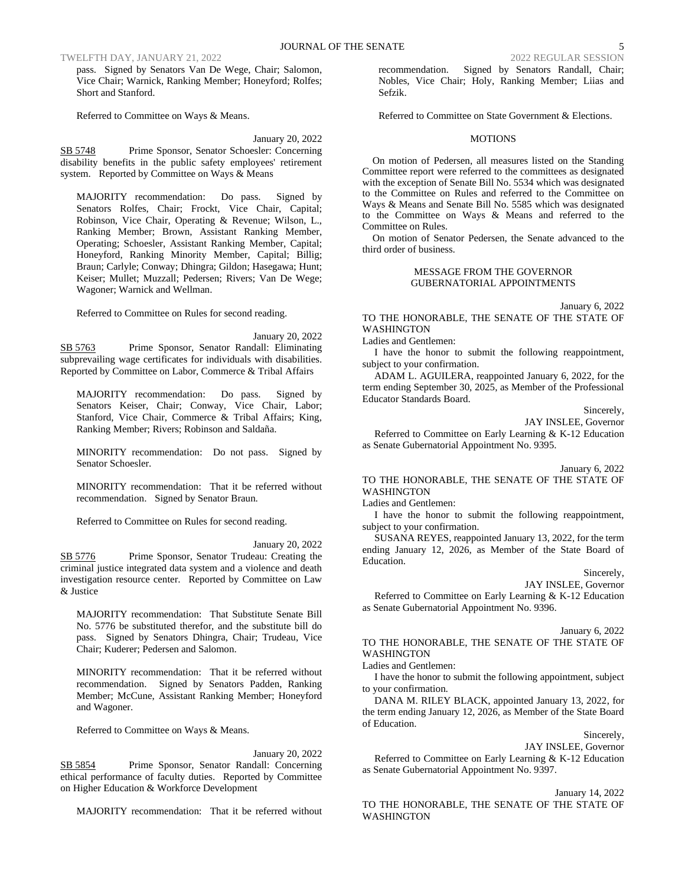pass. Signed by Senators Van De Wege, Chair; Salomon, Vice Chair; Warnick, Ranking Member; Honeyford; Rolfes; Short and Stanford.

Referred to Committee on Ways & Means.

January 20, 2022

SB 5748 Prime Sponsor, Senator Schoesler: Concerning disability benefits in the public safety employees' retirement system. Reported by Committee on Ways & Means

MAJORITY recommendation: Do pass. Signed by Senators Rolfes, Chair; Frockt, Vice Chair, Capital; Robinson, Vice Chair, Operating & Revenue; Wilson, L., Ranking Member; Brown, Assistant Ranking Member, Operating; Schoesler, Assistant Ranking Member, Capital; Honeyford, Ranking Minority Member, Capital; Billig; Braun; Carlyle; Conway; Dhingra; Gildon; Hasegawa; Hunt; Keiser; Mullet; Muzzall; Pedersen; Rivers; Van De Wege; Wagoner; Warnick and Wellman.

Referred to Committee on Rules for second reading.

January 20, 2022

SB 5763 Prime Sponsor, Senator Randall: Eliminating subprevailing wage certificates for individuals with disabilities. Reported by Committee on Labor, Commerce & Tribal Affairs

MAJORITY recommendation: Do pass. Signed by Senators Keiser, Chair; Conway, Vice Chair, Labor; Stanford, Vice Chair, Commerce & Tribal Affairs; King, Ranking Member; Rivers; Robinson and Saldaña.

MINORITY recommendation: Do not pass. Signed by Senator Schoesler.

MINORITY recommendation: That it be referred without recommendation. Signed by Senator Braun.

Referred to Committee on Rules for second reading.

January 20, 2022

SB 5776 Prime Sponsor, Senator Trudeau: Creating the criminal justice integrated data system and a violence and death investigation resource center. Reported by Committee on Law & Justice

MAJORITY recommendation: That Substitute Senate Bill No. 5776 be substituted therefor, and the substitute bill do pass. Signed by Senators Dhingra, Chair; Trudeau, Vice Chair; Kuderer; Pedersen and Salomon.

MINORITY recommendation: That it be referred without recommendation. Signed by Senators Padden, Ranking Member; McCune, Assistant Ranking Member; Honeyford and Wagoner.

Referred to Committee on Ways & Means.

January 20, 2022

SB 5854 Prime Sponsor, Senator Randall: Concerning ethical performance of faculty duties. Reported by Committee on Higher Education & Workforce Development

MAJORITY recommendation: That it be referred without recommendation. Signed by Senators Randall, Chair; Nobles, Vice Chair; Holy, Ranking Member; Liias and Sefzik.

Referred to Committee on State Government & Elections.

## MOTIONS

On motion of Pedersen, all measures listed on the Standing Committee report were referred to the committees as designated with the exception of Senate Bill No. 5534 which was designated to the Committee on Rules and referred to the Committee on Ways & Means and Senate Bill No. 5585 which was designated to the Committee on Ways & Means and referred to the Committee on Rules.

On motion of Senator Pedersen, the Senate advanced to the third order of business.

## MESSAGE FROM THE GOVERNOR
## GUBERNATORIAL APPOINTMENTS

January 6, 2022

TO THE HONORABLE, THE SENATE OF THE STATE OF WASHINGTON

Ladies and Gentlemen:

I have the honor to submit the following reappointment, subject to your confirmation.

ADAM L. AGUILERA, reappointed January 6, 2022, for the term ending September 30, 2025, as Member of the Professional Educator Standards Board.

Sincerely,

JAY INSLEE, Governor

Referred to Committee on Early Learning & K-12 Education as Senate Gubernatorial Appointment No. 9395.

January 6, 2022

TO THE HONORABLE, THE SENATE OF THE STATE OF WASHINGTON

Ladies and Gentlemen:

I have the honor to submit the following reappointment, subject to your confirmation.

SUSANA REYES, reappointed January 13, 2022, for the term ending January 12, 2026, as Member of the State Board of Education.

Sincerely,

JAY INSLEE, Governor

Referred to Committee on Early Learning & K-12 Education as Senate Gubernatorial Appointment No. 9396.

January 6, 2022

TO THE HONORABLE, THE SENATE OF THE STATE OF WASHINGTON

Ladies and Gentlemen:

I have the honor to submit the following appointment, subject to your confirmation.

DANA M. RILEY BLACK, appointed January 13, 2022, for the term ending January 12, 2026, as Member of the State Board of Education.

Sincerely,

JAY INSLEE, Governor

Referred to Committee on Early Learning & K-12 Education as Senate Gubernatorial Appointment No. 9397.

January 14, 2022

TO THE HONORABLE, THE SENATE OF THE STATE OF WASHINGTON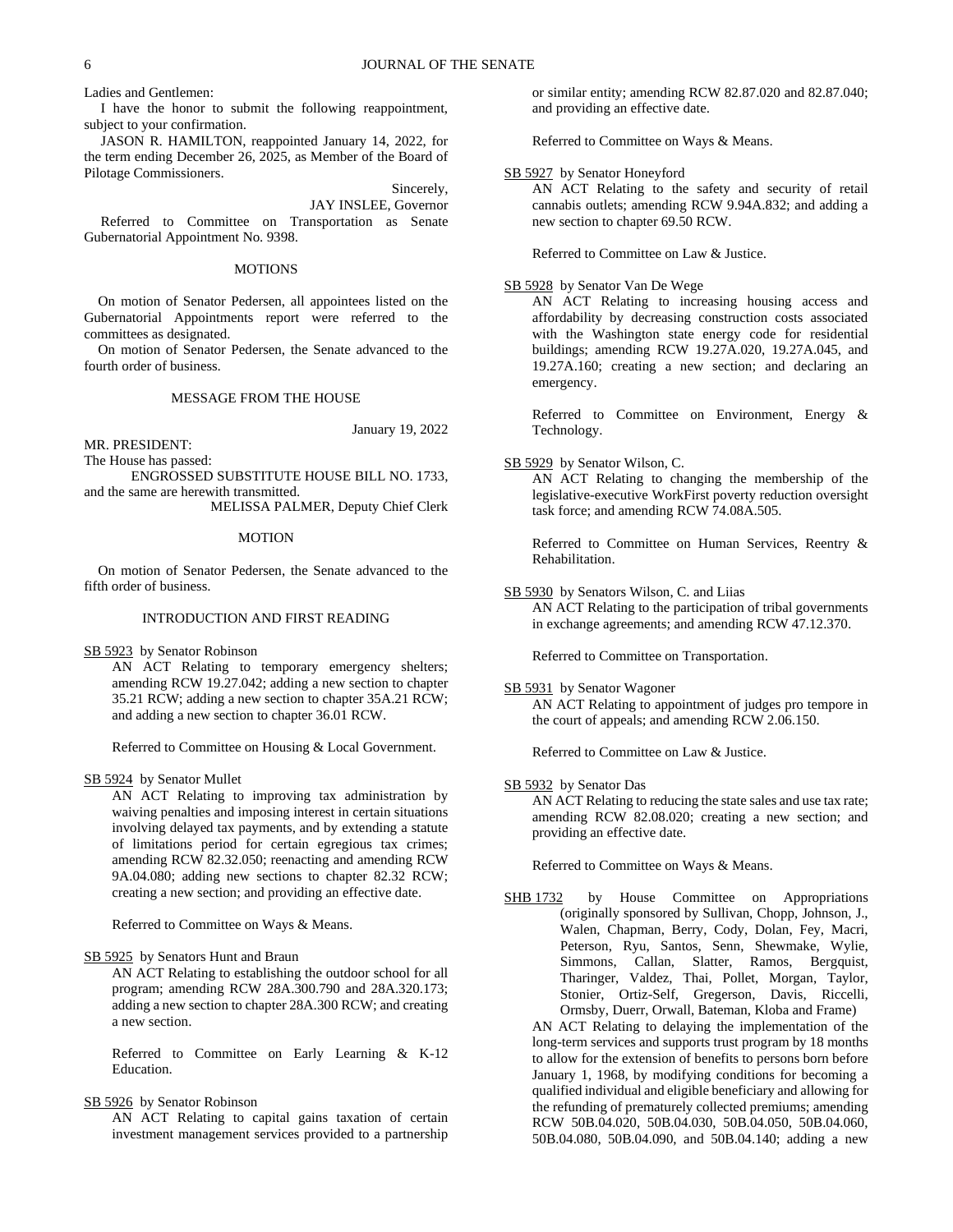Ladies and Gentlemen:

I have the honor to submit the following reappointment, subject to your confirmation.

JASON R. HAMILTON, reappointed January 14, 2022, for the term ending December 26, 2025, as Member of the Board of Pilotage Commissioners.

Sincerely,

JAY INSLEE, Governor

Referred to Committee on Transportation as Senate Gubernatorial Appointment No. 9398.

MOTIONS

On motion of Senator Pedersen, all appointees listed on the Gubernatorial Appointments report were referred to the committees as designated.

On motion of Senator Pedersen, the Senate advanced to the fourth order of business.

MESSAGE FROM THE HOUSE

January 19, 2022

MR. PRESIDENT:

The House has passed:

ENGROSSED SUBSTITUTE HOUSE BILL NO. 1733, and the same are herewith transmitted.

MELISSA PALMER, Deputy Chief Clerk

MOTION

On motion of Senator Pedersen, the Senate advanced to the fifth order of business.

INTRODUCTION AND FIRST READING

SB 5923 by Senator Robinson

AN ACT Relating to temporary emergency shelters; amending RCW 19.27.042; adding a new section to chapter 35.21 RCW; adding a new section to chapter 35A.21 RCW; and adding a new section to chapter 36.01 RCW.

Referred to Committee on Housing & Local Government.

SB 5924 by Senator Mullet

AN ACT Relating to improving tax administration by waiving penalties and imposing interest in certain situations involving delayed tax payments, and by extending a statute of limitations period for certain egregious tax crimes; amending RCW 82.32.050; reenacting and amending RCW 9A.04.080; adding new sections to chapter 82.32 RCW; creating a new section; and providing an effective date.

Referred to Committee on Ways & Means.

SB 5925 by Senators Hunt and Braun

AN ACT Relating to establishing the outdoor school for all program; amending RCW 28A.300.790 and 28A.320.173; adding a new section to chapter 28A.300 RCW; and creating a new section.

Referred to Committee on Early Learning & K-12 Education.

SB 5926 by Senator Robinson

AN ACT Relating to capital gains taxation of certain investment management services provided to a partnership or similar entity; amending RCW 82.87.020 and 82.87.040; and providing an effective date.

Referred to Committee on Ways & Means.

SB 5927 by Senator Honeyford

AN ACT Relating to the safety and security of retail cannabis outlets; amending RCW 9.94A.832; and adding a new section to chapter 69.50 RCW.

Referred to Committee on Law & Justice.

SB 5928 by Senator Van De Wege

AN ACT Relating to increasing housing access and affordability by decreasing construction costs associated with the Washington state energy code for residential buildings; amending RCW 19.27A.020, 19.27A.045, and 19.27A.160; creating a new section; and declaring an emergency.

Referred to Committee on Environment, Energy & Technology.

SB 5929 by Senator Wilson, C.

AN ACT Relating to changing the membership of the legislative-executive WorkFirst poverty reduction oversight task force; and amending RCW 74.08A.505.

Referred to Committee on Human Services, Reentry & Rehabilitation.

SB 5930 by Senators Wilson, C. and Liias

AN ACT Relating to the participation of tribal governments in exchange agreements; and amending RCW 47.12.370.

Referred to Committee on Transportation.

SB 5931 by Senator Wagoner

AN ACT Relating to appointment of judges pro tempore in the court of appeals; and amending RCW 2.06.150.

Referred to Committee on Law & Justice.

SB 5932 by Senator Das

AN ACT Relating to reducing the state sales and use tax rate; amending RCW 82.08.020; creating a new section; and providing an effective date.

Referred to Committee on Ways & Means.

SHB 1732 by House Committee on Appropriations (originally sponsored by Sullivan, Chopp, Johnson, J., Walen, Chapman, Berry, Cody, Dolan, Fey, Macri, Peterson, Ryu, Santos, Senn, Shewmake, Wylie, Simmons, Callan, Slatter, Ramos, Bergquist, Tharinger, Valdez, Thai, Pollet, Morgan, Taylor, Stonier, Ortiz-Self, Gregerson, Davis, Riccelli, Ormsby, Duerr, Orwall, Bateman, Kloba and Frame)

AN ACT Relating to delaying the implementation of the long-term services and supports trust program by 18 months to allow for the extension of benefits to persons born before January 1, 1968, by modifying conditions for becoming a qualified individual and eligible beneficiary and allowing for the refunding of prematurely collected premiums; amending RCW 50B.04.020, 50B.04.030, 50B.04.050, 50B.04.060, 50B.04.080, 50B.04.090, and 50B.04.140; adding a new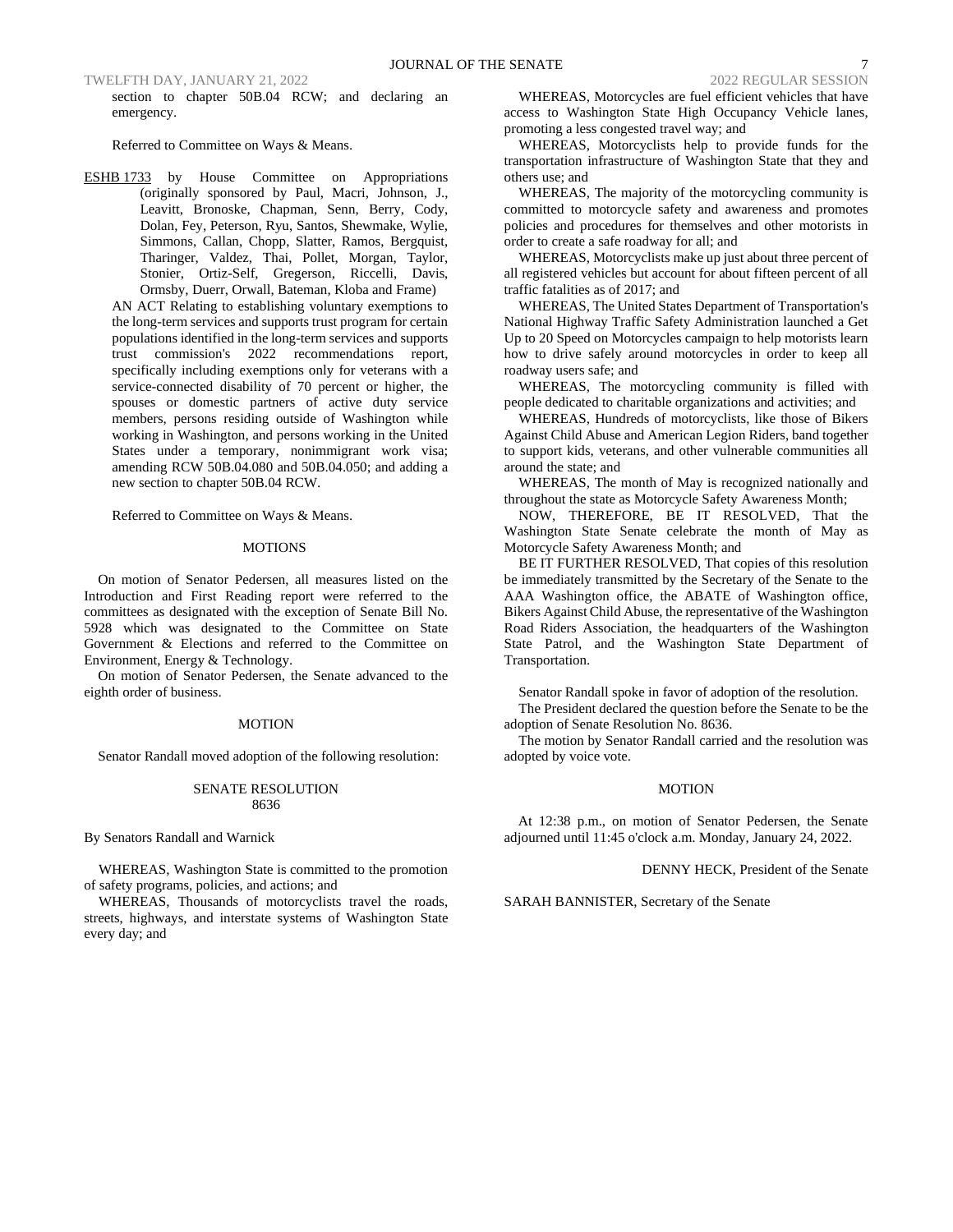section to chapter 50B.04 RCW; and declaring an emergency.

Referred to Committee on Ways & Means.

ESHB 1733 by House Committee on Appropriations (originally sponsored by Paul, Macri, Johnson, J., Leavitt, Bronoske, Chapman, Senn, Berry, Cody, Dolan, Fey, Peterson, Ryu, Santos, Shewmake, Wylie, Simmons, Callan, Chopp, Slatter, Ramos, Bergquist, Tharinger, Valdez, Thai, Pollet, Morgan, Taylor, Stonier, Ortiz-Self, Gregerson, Riccelli, Davis, Ormsby, Duerr, Orwall, Bateman, Kloba and Frame)

AN ACT Relating to establishing voluntary exemptions to the long-term services and supports trust program for certain populations identified in the long-term services and supports trust commission's 2022 recommendations report, specifically including exemptions only for veterans with a service-connected disability of 70 percent or higher, the spouses or domestic partners of active duty service members, persons residing outside of Washington while working in Washington, and persons working in the United States under a temporary, nonimmigrant work visa; amending RCW 50B.04.080 and 50B.04.050; and adding a new section to chapter 50B.04 RCW.

Referred to Committee on Ways & Means.

MOTIONS

On motion of Senator Pedersen, all measures listed on the Introduction and First Reading report were referred to the committees as designated with the exception of Senate Bill No. 5928 which was designated to the Committee on State Government & Elections and referred to the Committee on Environment, Energy & Technology.

On motion of Senator Pedersen, the Senate advanced to the eighth order of business.

MOTION

Senator Randall moved adoption of the following resolution:

SENATE RESOLUTION
8636

By Senators Randall and Warnick

WHEREAS, Washington State is committed to the promotion of safety programs, policies, and actions; and

WHEREAS, Thousands of motorcyclists travel the roads, streets, highways, and interstate systems of Washington State every day; and

WHEREAS, Motorcycles are fuel efficient vehicles that have access to Washington State High Occupancy Vehicle lanes, promoting a less congested travel way; and

WHEREAS, Motorcyclists help to provide funds for the transportation infrastructure of Washington State that they and others use; and

WHEREAS, The majority of the motorcycling community is committed to motorcycle safety and awareness and promotes policies and procedures for themselves and other motorists in order to create a safe roadway for all; and

WHEREAS, Motorcyclists make up just about three percent of all registered vehicles but account for about fifteen percent of all traffic fatalities as of 2017; and

WHEREAS, The United States Department of Transportation's National Highway Traffic Safety Administration launched a Get Up to 20 Speed on Motorcycles campaign to help motorists learn how to drive safely around motorcycles in order to keep all roadway users safe; and

WHEREAS, The motorcycling community is filled with people dedicated to charitable organizations and activities; and

WHEREAS, Hundreds of motorcyclists, like those of Bikers Against Child Abuse and American Legion Riders, band together to support kids, veterans, and other vulnerable communities all around the state; and

WHEREAS, The month of May is recognized nationally and throughout the state as Motorcycle Safety Awareness Month;

NOW, THEREFORE, BE IT RESOLVED, That the Washington State Senate celebrate the month of May as Motorcycle Safety Awareness Month; and

BE IT FURTHER RESOLVED, That copies of this resolution be immediately transmitted by the Secretary of the Senate to the AAA Washington office, the ABATE of Washington office, Bikers Against Child Abuse, the representative of the Washington Road Riders Association, the headquarters of the Washington State Patrol, and the Washington State Department of Transportation.

Senator Randall spoke in favor of adoption of the resolution.

The President declared the question before the Senate to be the adoption of Senate Resolution No. 8636.

The motion by Senator Randall carried and the resolution was adopted by voice vote.

MOTION

At 12:38 p.m., on motion of Senator Pedersen, the Senate adjourned until 11:45 o'clock a.m. Monday, January 24, 2022.

DENNY HECK, President of the Senate

SARAH BANNISTER, Secretary of the Senate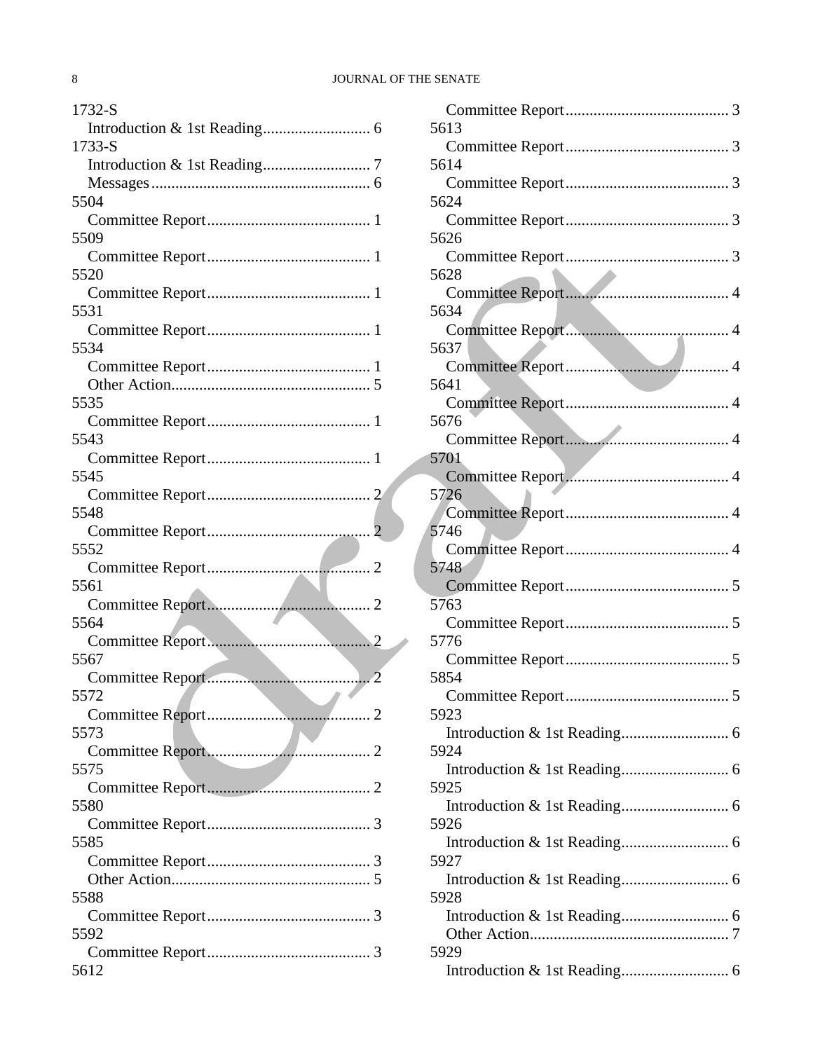1732-S
  Introduction & 1st Reading........................... 6
1733-S
  Introduction & 1st Reading........................... 7
  Messages....................................................... 6
5504
  Committee Report......................................... 1
5509
  Committee Report......................................... 1
5520
  Committee Report......................................... 1
5531
  Committee Report......................................... 1
5534
  Committee Report......................................... 1
  Other Action.................................................. 5
5535
  Committee Report......................................... 1
5543
  Committee Report......................................... 1
5545
  Committee Report......................................... 2
5548
  Committee Report......................................... 2
5552
  Committee Report......................................... 2
5561
  Committee Report......................................... 2
5564
  Committee Report......................................... 2
5567
  Committee Report......................................... 2
5572
  Committee Report......................................... 2
5573
  Committee Report......................................... 2
5575
  Committee Report......................................... 2
5580
  Committee Report......................................... 3
5585
  Committee Report......................................... 3
  Other Action.................................................. 5
5588
  Committee Report......................................... 3
5592
  Committee Report......................................... 3
5612
  Committee Report......................................... 3
5613
  Committee Report......................................... 3
5614
  Committee Report......................................... 3
5624
  Committee Report......................................... 3
5626
  Committee Report......................................... 3
5628
  Committee Report......................................... 4
5634
  Committee Report......................................... 4
5637
  Committee Report......................................... 4
5641
  Committee Report......................................... 4
5676
  Committee Report......................................... 4
5701
  Committee Report......................................... 4
5726
  Committee Report......................................... 4
5746
  Committee Report......................................... 4
5748
  Committee Report......................................... 5
5763
  Committee Report......................................... 5
5776
  Committee Report......................................... 5
5854
  Committee Report......................................... 5
5923
  Introduction & 1st Reading........................... 6
5924
  Introduction & 1st Reading........................... 6
5925
  Introduction & 1st Reading........................... 6
5926
  Introduction & 1st Reading........................... 6
5927
  Introduction & 1st Reading........................... 6
5928
  Introduction & 1st Reading........................... 6
  Other Action.................................................. 7
5929
  Introduction & 1st Reading........................... 6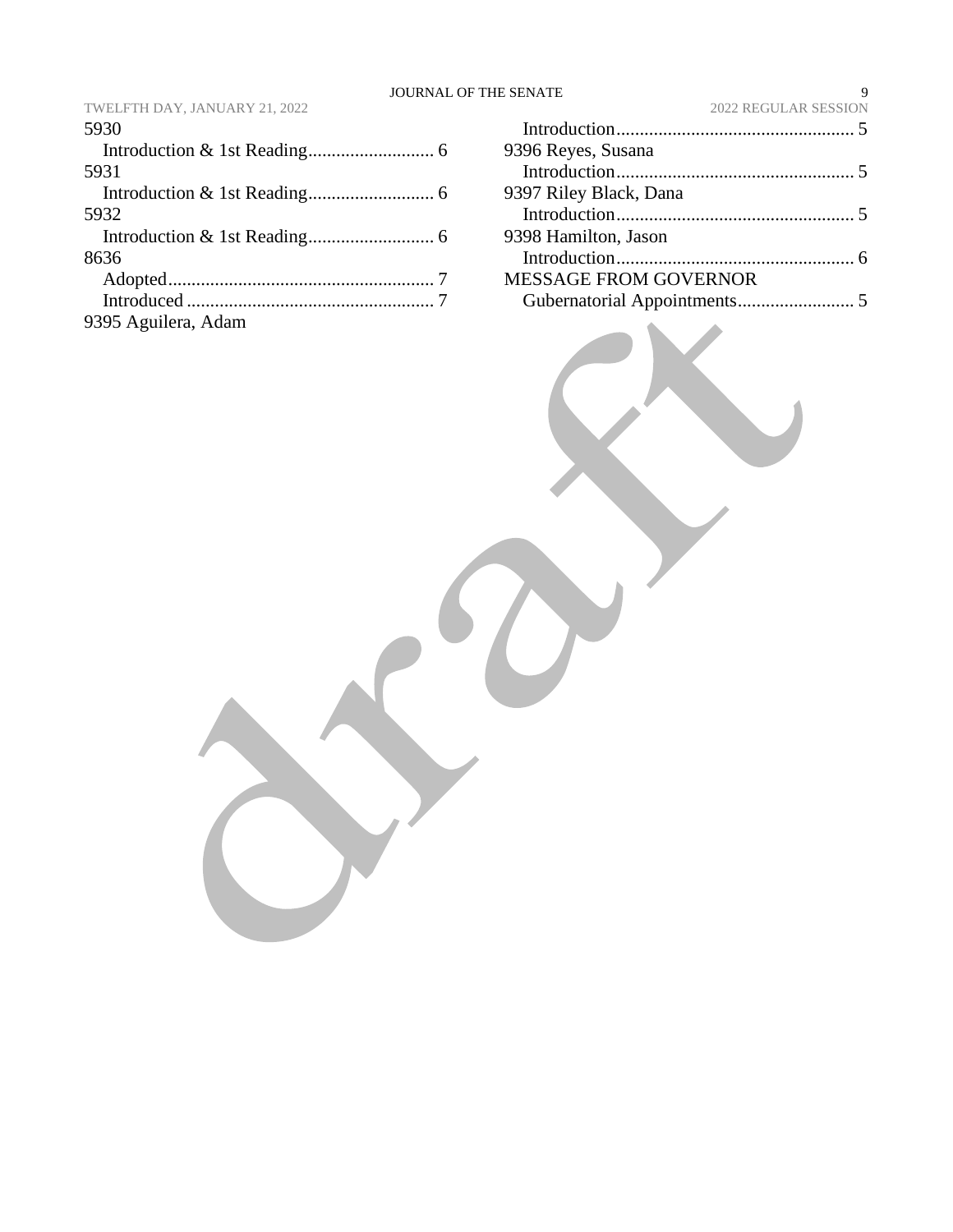5930
  Introduction & 1st Reading........................... 6
5931
  Introduction & 1st Reading........................... 6
5932
  Introduction & 1st Reading........................... 6
8636
  Adopted......................................................... 7
  Introduced ..................................................... 7
9395 Aguilera, Adam
  Introduction................................................... 5
9396 Reyes, Susana
  Introduction................................................... 5
9397 Riley Black, Dana
  Introduction................................................... 5
9398 Hamilton, Jason
  Introduction................................................... 6
MESSAGE FROM GOVERNOR
  Gubernatorial Appointments......................... 5